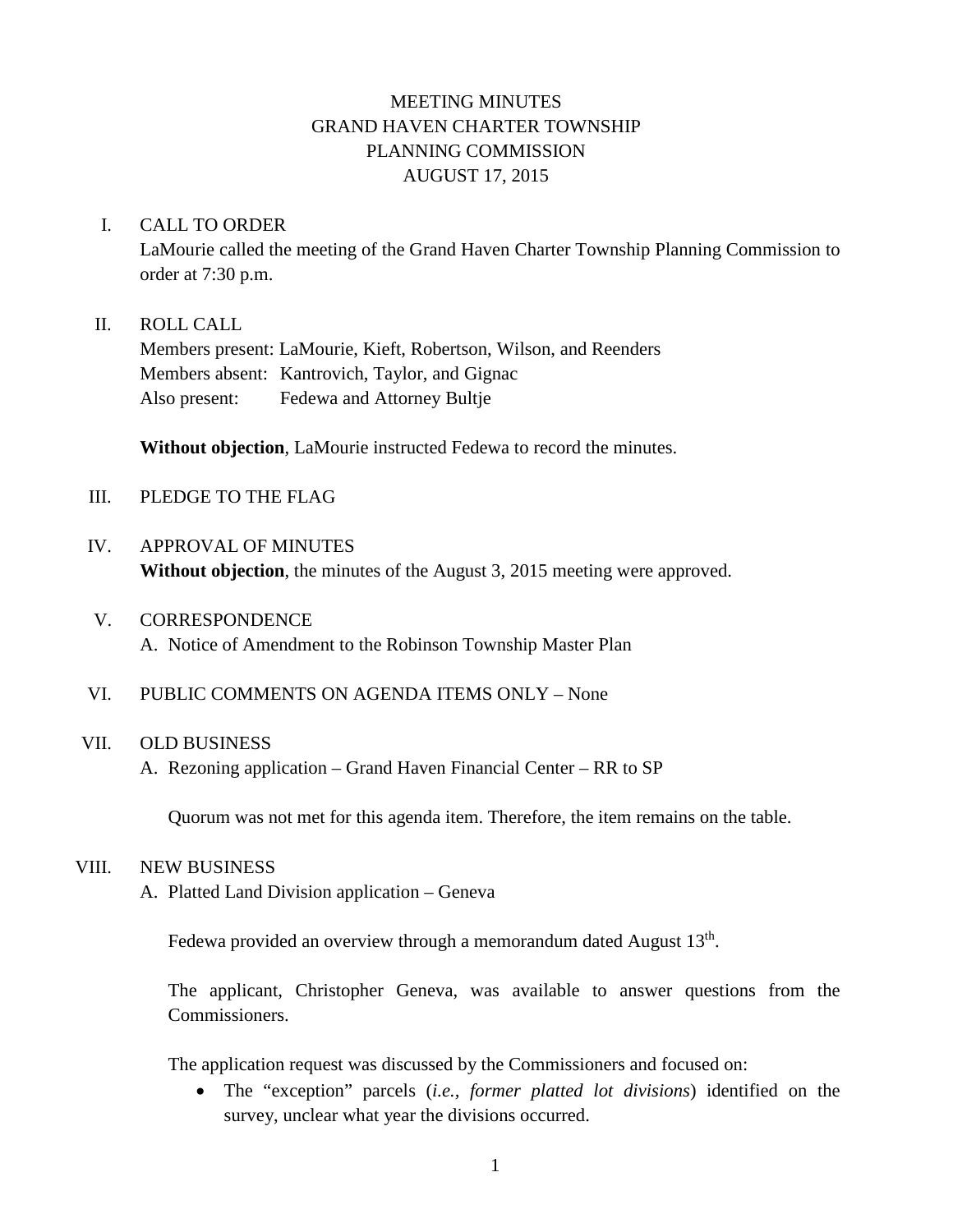# MEETING MINUTES
# GRAND HAVEN CHARTER TOWNSHIP
# PLANNING COMMISSION
# AUGUST 17, 2015

I. CALL TO ORDER

LaMourie called the meeting of the Grand Haven Charter Township Planning Commission to order at 7:30 p.m.

II. ROLL CALL

Members present: LaMourie, Kieft, Robertson, Wilson, and Reenders
Members absent: Kantrovich, Taylor, and Gignac
Also present: Fedewa and Attorney Bultje

**Without objection**, LaMourie instructed Fedewa to record the minutes.

III. PLEDGE TO THE FLAG

IV. APPROVAL OF MINUTES

**Without objection**, the minutes of the August 3, 2015 meeting were approved.

V. CORRESPONDENCE

A. Notice of Amendment to the Robinson Township Master Plan

VI. PUBLIC COMMENTS ON AGENDA ITEMS ONLY – None

VII. OLD BUSINESS

A. Rezoning application – Grand Haven Financial Center – RR to SP

Quorum was not met for this agenda item. Therefore, the item remains on the table.

VIII. NEW BUSINESS

A. Platted Land Division application – Geneva

Fedewa provided an overview through a memorandum dated August 13th.

The applicant, Christopher Geneva, was available to answer questions from the Commissioners.

The application request was discussed by the Commissioners and focused on:

- The "exception" parcels (*i.e., former platted lot divisions*) identified on the survey, unclear what year the divisions occurred.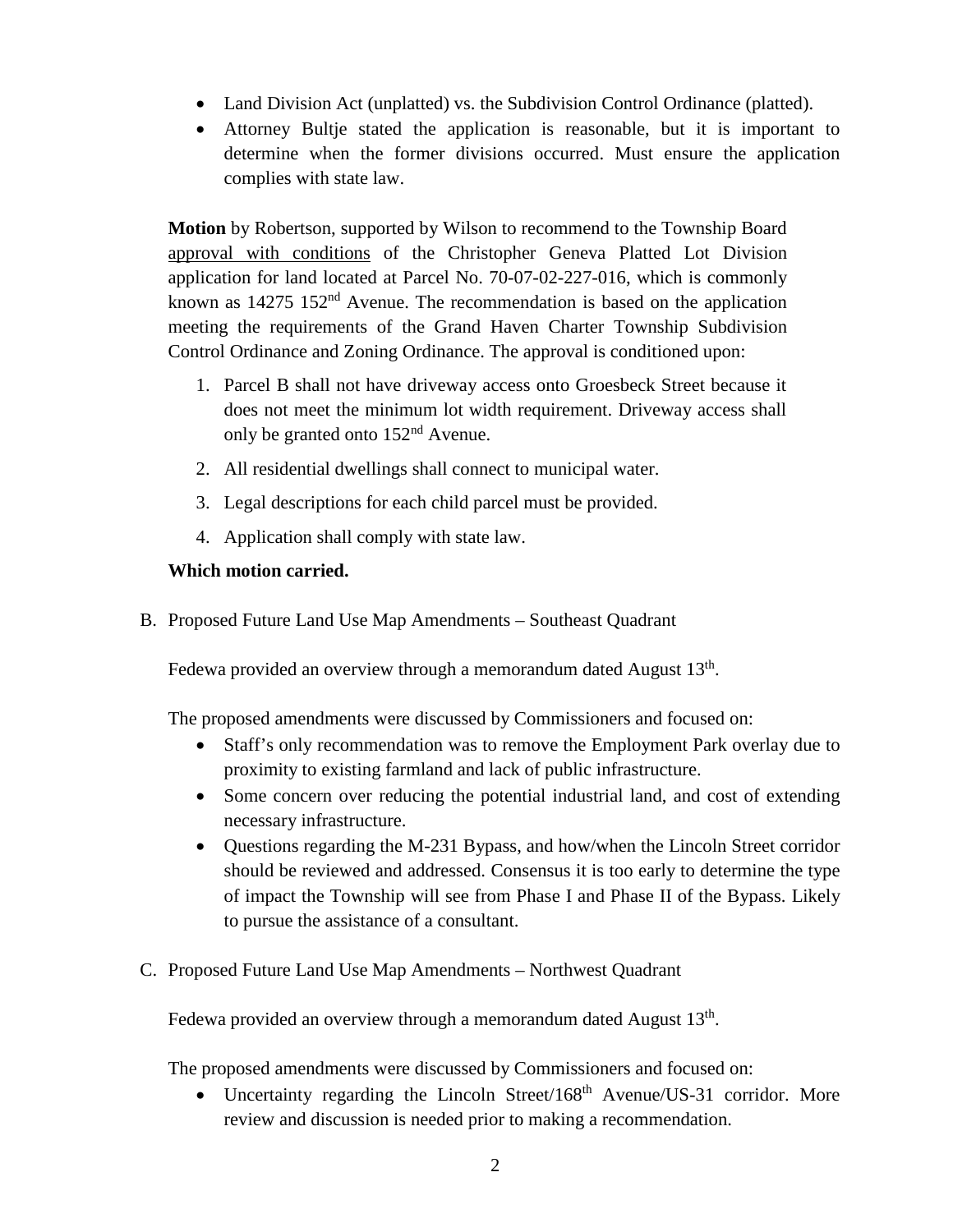- Land Division Act (unplatted) vs. the Subdivision Control Ordinance (platted).
- Attorney Bultje stated the application is reasonable, but it is important to determine when the former divisions occurred. Must ensure the application complies with state law.

**Motion** by Robertson, supported by Wilson to recommend to the Township Board approval with conditions of the Christopher Geneva Platted Lot Division application for land located at Parcel No. 70-07-02-227-016, which is commonly known as 14275 152nd Avenue. The recommendation is based on the application meeting the requirements of the Grand Haven Charter Township Subdivision Control Ordinance and Zoning Ordinance. The approval is conditioned upon:

1. Parcel B shall not have driveway access onto Groesbeck Street because it does not meet the minimum lot width requirement. Driveway access shall only be granted onto 152nd Avenue.
2. All residential dwellings shall connect to municipal water.
3. Legal descriptions for each child parcel must be provided.
4. Application shall comply with state law.

**Which motion carried.**

B. Proposed Future Land Use Map Amendments – Southeast Quadrant

Fedewa provided an overview through a memorandum dated August 13th.

The proposed amendments were discussed by Commissioners and focused on:

- Staff's only recommendation was to remove the Employment Park overlay due to proximity to existing farmland and lack of public infrastructure.
- Some concern over reducing the potential industrial land, and cost of extending necessary infrastructure.
- Questions regarding the M-231 Bypass, and how/when the Lincoln Street corridor should be reviewed and addressed. Consensus it is too early to determine the type of impact the Township will see from Phase I and Phase II of the Bypass. Likely to pursue the assistance of a consultant.

C. Proposed Future Land Use Map Amendments – Northwest Quadrant

Fedewa provided an overview through a memorandum dated August 13th.

The proposed amendments were discussed by Commissioners and focused on:

- Uncertainty regarding the Lincoln Street/168th Avenue/US-31 corridor. More review and discussion is needed prior to making a recommendation.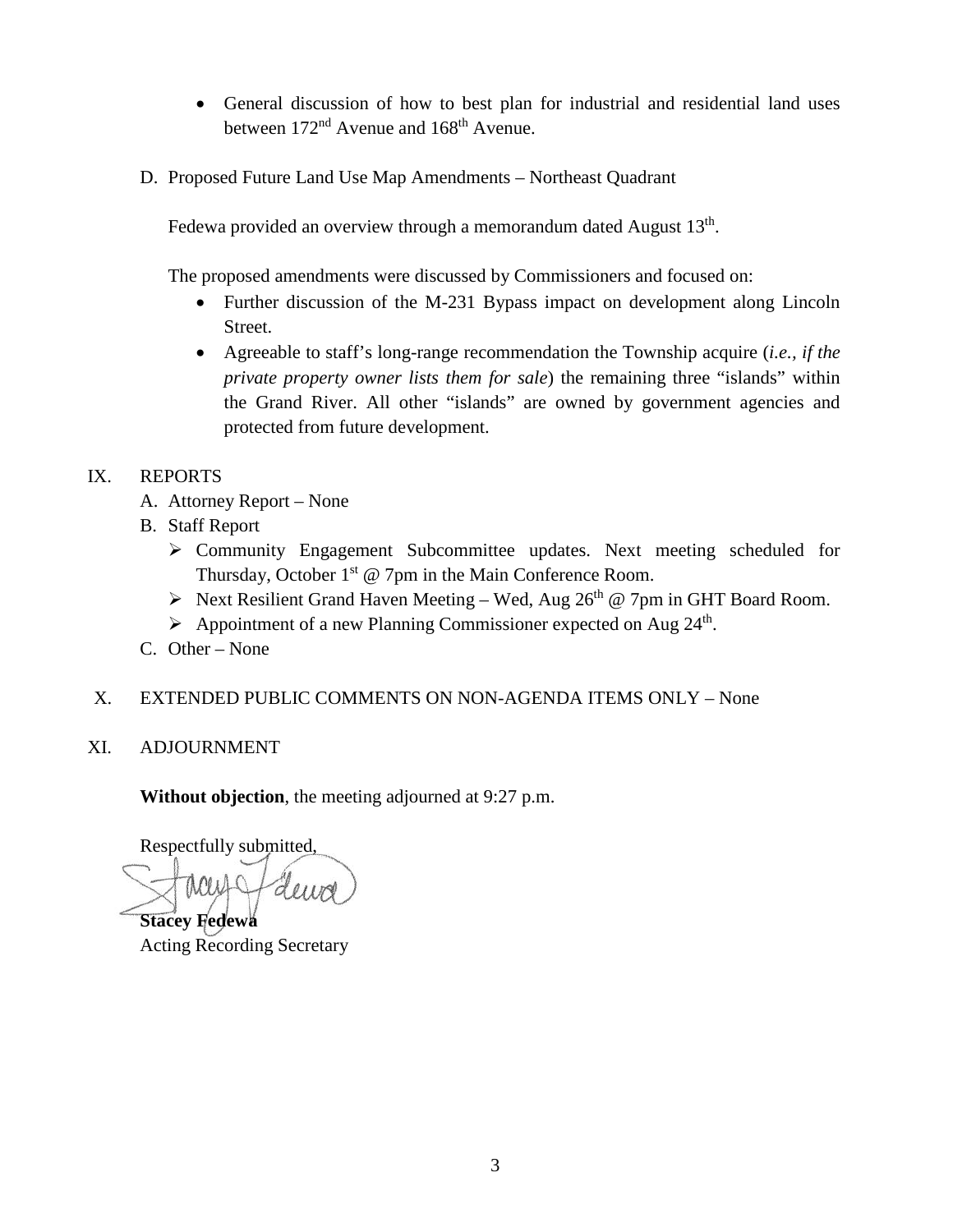- General discussion of how to best plan for industrial and residential land uses between 172nd Avenue and 168th Avenue.

D. Proposed Future Land Use Map Amendments – Northeast Quadrant

Fedewa provided an overview through a memorandum dated August 13th.

The proposed amendments were discussed by Commissioners and focused on:

- Further discussion of the M-231 Bypass impact on development along Lincoln Street.
- Agreeable to staff's long-range recommendation the Township acquire (*i.e., if the private property owner lists them for sale*) the remaining three "islands" within the Grand River. All other "islands" are owned by government agencies and protected from future development.

IX. REPORTS

A. Attorney Report – None

B. Staff Report

- Community Engagement Subcommittee updates. Next meeting scheduled for Thursday, October 1st @ 7pm in the Main Conference Room.
- Next Resilient Grand Haven Meeting – Wed, Aug 26th @ 7pm in GHT Board Room.
- Appointment of a new Planning Commissioner expected on Aug 24th.

C. Other – None

X. EXTENDED PUBLIC COMMENTS ON NON-AGENDA ITEMS ONLY – None

XI. ADJOURNMENT

**Without objection**, the meeting adjourned at 9:27 p.m.

Respectfully submitted,

**Stacey Fedewa**
Acting Recording Secretary